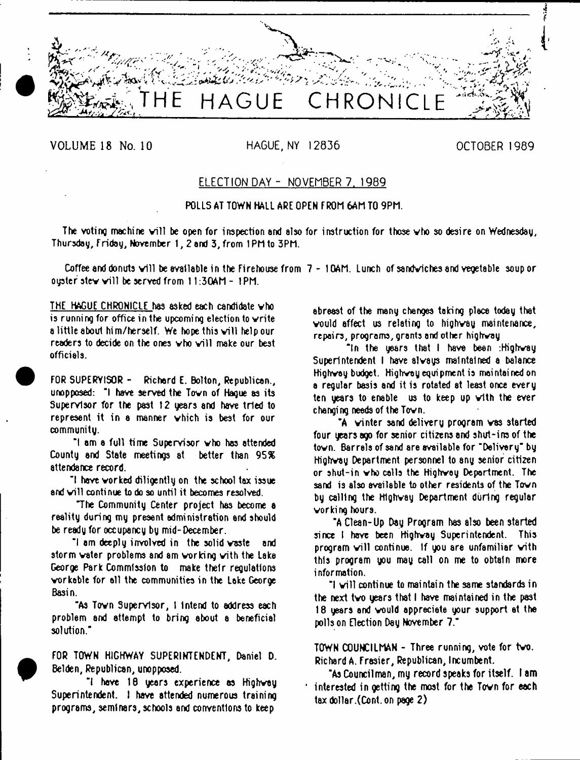# THE HAGUE CHRONICLE

VOLUME 18 No. 10 HAGUE, NY 12836 OCTOBER 1989

## ELECTION DAY - NOVEMBER 7, 1989

**POLLS AT TOWN HALL ARE OPEN FROM 6AM TO 9PM.**

The voting machine will be open for inspection and also for instruction for those who so desire on Wednesday, Thursday, Friday, November 1, 2 and 3, from 1PM to 3PM.

Coffee and donuts will be available in the Firehouse from 7 - 10AM. Lunch of sandwiches and vegetable soup or oyster stew will be served from 11:30AM - 1PM.

THE HAGUE CHRONICLE has asked each candidate who is running for office in the upcoming election to write a little about him/herself. We hope this will help our readers to decide on the ones who will make our best officials.

FOR SUPERVISOR - Richard E. Bolton, Republican., unopposed: "I have served the Town of Hague as its Supervisor for the past 12 years and have tried to represent it in a manner which is best for our community.

"I am a full time Supervisor who has attended County and State meetings at better than 95% attendance record.

"I have worked diligently on the school tax issue and will continue to do so until it becomes resolved.

"The Community Center project has become a reality during my present administration and should be ready for occupancy by mid-December.

"I am deeply involved in the solid waste and storm water problems and am working with the Lake George Park Commission to make their regulations workable for all the communities in the Lake George Basin.

"As Town Supervisor, I intend to address each problem and attempt to bring about a beneficial solution."

FOR TOWN HIGHWAY SUPERINTENDENT, Daniel D. Belden, Republican, unopposed.

"I have 18 years experience as Highway Superintendent. I have attended numerous training programs, seminars, schools and conventions to keep abreast of the many changes taking place today that would affect us relating to highway maintenance, repairs, programs, grants and other highway

"In the years that I have been :Highway Superintendent I have always maintained a balance Highway budget. Highway equipment is maintained on a regular basis and it is rotated at least once every ten years to enable us to keep up with the ever changing needs of the Town.

"A winter sand delivery program was started four years ago for senior citizens and shut-ins of the town. Barrels of sand are available for "Delivery" by Highway Department personnel to any senior citizen or shut-in who calls the Highway Department. The sand is also available to other residents of the Town by calling the Highway Department during regular working hours.

"A Clean-Up Day Program has also been started since I have been Highway Superintendent. This program will continue. If you are unfamiliar with this program you may call on me to obtain more information.

"I will continue to maintain the same standards in the next two years that I have maintained in the past 18 years and would appreciate your support at the polls on Election Day November 7."

TOWN COUNCILMAN - Three running, vote for two. Richard A. Frasier, Republican, Incumbent.

"As Councilman, my record speaks for itself. I am interested in getting the most for the Town for each tax dollar.(Cont. on page 2)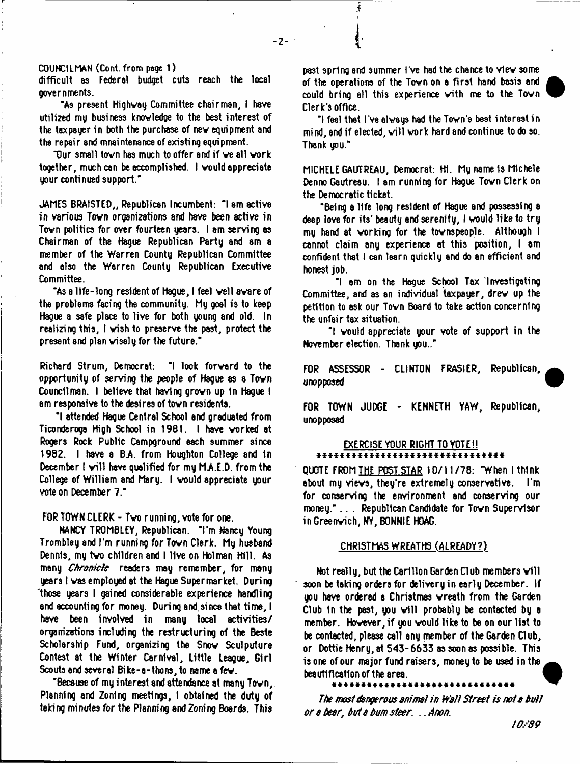COUNCILMAN (Cont. from page 1)

difficult as Federal budget cuts reach the local governments.

"As present Highway Committee chairman, I have utilized my business knowledge to the best interest of the taxpayer in both the purchase of new equipment and the repair and maintenance of existing equipment.

"Our small town has much to offer and if we all work together, much can be accomplished. I would appreciate your continued support."

JAMES BRAISTED,, Republican Incumbent: "I am active in various Town organizations and have been active in Town politics for over fourteen years. I am serving as Chairman of the Hague Republican Party and am a member of the Warren County Republican Committee and also the Warren County Republican Executive Committee.

"As a life-long resident of Hague, I feel well aware of the problems facing the community. My goal is to keep Hague a safe place to live for both young and old. In realizing this, I wish to preserve the past, protect the present and plan wisely for the future."

Richard Strum, Democrat: "I look forward to the opportunity of serving the people of Hague as a Town Councilman. I believe that having grown up in Hague I am responsive to the desires of town residents.

"I attended Hague Central School and graduated from Ticonderoga High School in 1981. I have worked at Rogers Rock Public Campground each summer since 1982. I have a B.A. from Houghton College and in December I will have qualified for my M.A.E.D. from the College of William and Mary. I would appreciate your vote on December 7."

FOR TOWN CLERK - Two running, vote for one.

NANCY TROMBLEY, Republican. "I'm Nancy Young Trombley and I'm running for Town Clerk. My husband Dennis, my two children and I live on Holman Hill. As many *Chronicle* readers may remember, for many years I was employed at the Hague Supermarket. During those years I gained considerable experience handling and accounting for money. During and since that time, I have been involved in many local activities/ organizations including the restructuring of the Beste Scholarship Fund, organizing the Snow Sculputure Contest at the Winter Carnival, Little League, Girl Scouts and several Bike-a-thons, to name a few.

"Because of my interest and attendance at many Town, Planning and Zoning meetings, I obtained the duty of taking minutes for the Planning and Zoning Boards. This past spring and summer I've had the chance to view some of the operations of the Town on a first hand basis and could bring all this experience with me to the Town Clerk's office.

"I feel that I've always had the Town's best interest in mind, and if elected, will work hard and continue to do so. Thank you."

MICHELE GAUTREAU, Democrat: Hi. My name is Michele Denno Gautreau. I am running for Hague Town Clerk on the Democratic ticket.

"Being a life long resident of Hague and possessing a deep love for its' beauty and serenity, I would like to try my hand at working for the townspeople. Although I cannot claim any experience at this position, I am confident that I can learn quickly and do an efficient and honest job.

"I am on the Hague School Tax Investigating Committee, and as an individual taxpayer, drew up the petition to ask our Town Board to take action concerning the unfair tax situation.

"I would appreciate your vote of support in the November election. Thank you.."

FOR ASSESSOR - CLINTON FRASIER, Republican, *unopposed*

FOR TOWN JUDGE - KENNETH YAW, Republican, unopposed

EXERCISE YOUR RIGHT TO VOTE!!

********************************

QUOTE FROM THE POST STAR 10/11/78: "When I think about my views, they're extremely conservative. I'm for conserving the environment and conserving our money." . . . Republican Candidate for Town Supervisor in Greenwich, NY, BONNIE HOAG.

## CHRISTMAS WREATHS (ALREADY?)

Not really, but the Carillon Garden Club members will soon be taking orders for delivery in early December. If you have ordered a Christmas wreath from the Garden Club in the past, you will probably be contacted by a member. However, if you would like to be on our list to be contacted, please call any member of the Garden Club, or Dottie Henry, at 543-6633 as soon as possible. This is one of our major fund raisers, money to be used in the beautification of the area.

********************************

*The most dangerous animal in Wall Street is not a bull or a bear, but a bum steer. . . Anon.*

*10/89*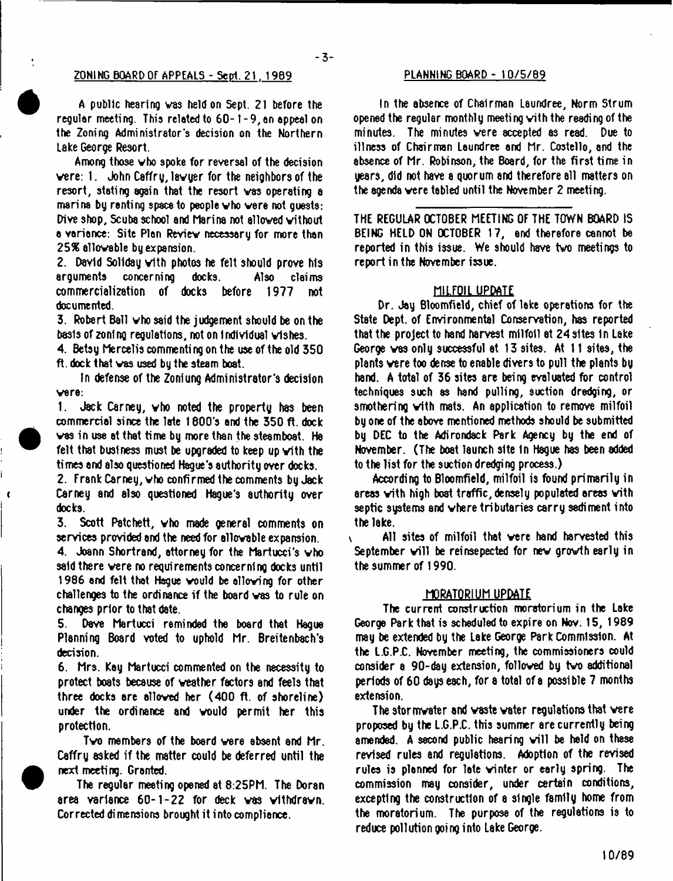## ZONING BOARD OF APPEALS - Sept. 21, 1989

A public hearing was held on Sept. 21 before the regular meeting. This related to 60-1-9, an appeal on the Zoning Administrator's decision on the Northern Lake George Resort.

Among those who spoke for reversal of the decision were: 1. John Caffry, lawyer for the neighbors of the resort, stating again that the resort was operating a marina by renting space to people who were not guests: Dive shop, Scuba school and Marina not allowed without a variance: Site Plan Review necessary for more than 25% allowable by expansion.

2. David Soliday with photos he felt should prove his arguments concerning docks. Also claims commercialization of docks before 1977 not documented.

3. Robert Ball who said the judgement should be on the basis of zoning regulations, not on individual wishes.

4. Betsy Mercelis commenting on the use of the old 350 ft. dock that was used by the steam boat.

In defense of the Zoniung Administrator's decision were:

1. Jack Carney, who noted the property has been commercial since the late 1800's and the 350 ft. dock was in use at that time by more than the steamboat. He felt that business must be upgraded to keep up with the times and also questioned Hague's authority over docks.

2. Frank Carney, who confirmed the comments by Jack Carney and also questioned Hague's authority over docks.

3. Scott Patchett, who made general comments on services provided and the need for allowable expansion.

4. Joann Shortrand, attorney for the Martucci's who said there were no requirements concerning docks until 1986 and felt that Hague would be allowing for other challenges to the ordinance if the board was to rule on changes prior to that date.

5. Dave Martucci reminded the board that Hague Planning Board voted to uphold Mr. Breitenbach's decision.

6. Mrs. Kay Martucci commented on the necessity to protect boats because of weather factors and feels that three docks are allowed her (400 ft. of shoreline) under the ordinance and would permit her this protection.

Two members of the board were absent and Mr. Caffry asked if the matter could be deferred until the next meeting. Granted.

The regular meeting opened at 8:25PM. The Doran area variance 60-1-22 for deck was withdrawn. Corrected dimensions brought it into compliance.

## PLANNING BOARD - 10/5/89

In the absence of Chairman Laundree, Norm Strum opened the regular monthly meeting with the reading of the minutes. The minutes were accepted as read. Due to illness of Chairman Laundree and Mr. Costello, and the absence of Mr. Robinson, the Board, for the first time in years, did not have a quorum and therefore all matters on the agenda were tabled until the November 2 meeting.

---

THE REGULAR OCTOBER MEETING OF THE TOWN BOARD IS BEING HELD ON OCTOBER 17, and therefore cannot be reported in this issue. We should have two meetings to report in the November issue.

## MILFOIL UPDATE

Dr. Jay Bloomfield, chief of lake operations for the State Dept. of Environmental Conservation, has reported that the project to hand harvest milfoil at 24 sites in Lake George was only successful at 13 sites. At 11 sites, the plants were too dense to enable divers to pull the plants by hand. A total of 36 sites are being evaluated for control techniques such as hand pulling, suction dredging, or smothering with mats. An application to remove milfoil by one of the above mentioned methods should be submitted by DEC to the Adirondack Park Agency by the end of November. (The boat launch site in Hague has been added to the list for the suction dredging process.)

According to Bloomfield, milfoil is found primarily in areas with high boat traffic, densely populated areas with septic systems and where tributaries carry sediment into the lake.

All sites of milfoil that were hand harvested this September will be reinsepected for new growth early in the summer of 1990.

## MORATORIUM UPDATE

The current construction moratorium in the Lake George Park that is scheduled to expire on Nov. 15, 1989 may be extended by the Lake George Park Commission. At the L.G.P.C. November meeting, the commissioners could consider a 90-day extension, followed by two additional periods of 60 days each, for a total of a possible 7 months extension.

The stormwater and waste water regulations that were proposed by the L.G.P.C. this summer are currently being amended. A second public hearing will be held on these revised rules and regulations. Adoption of the revised rules is planned for late winter or early spring. The commission may consider, under certain conditions, excepting the construction of a single family home from the moratorium. The purpose of the regulations is to reduce pollution going into Lake George.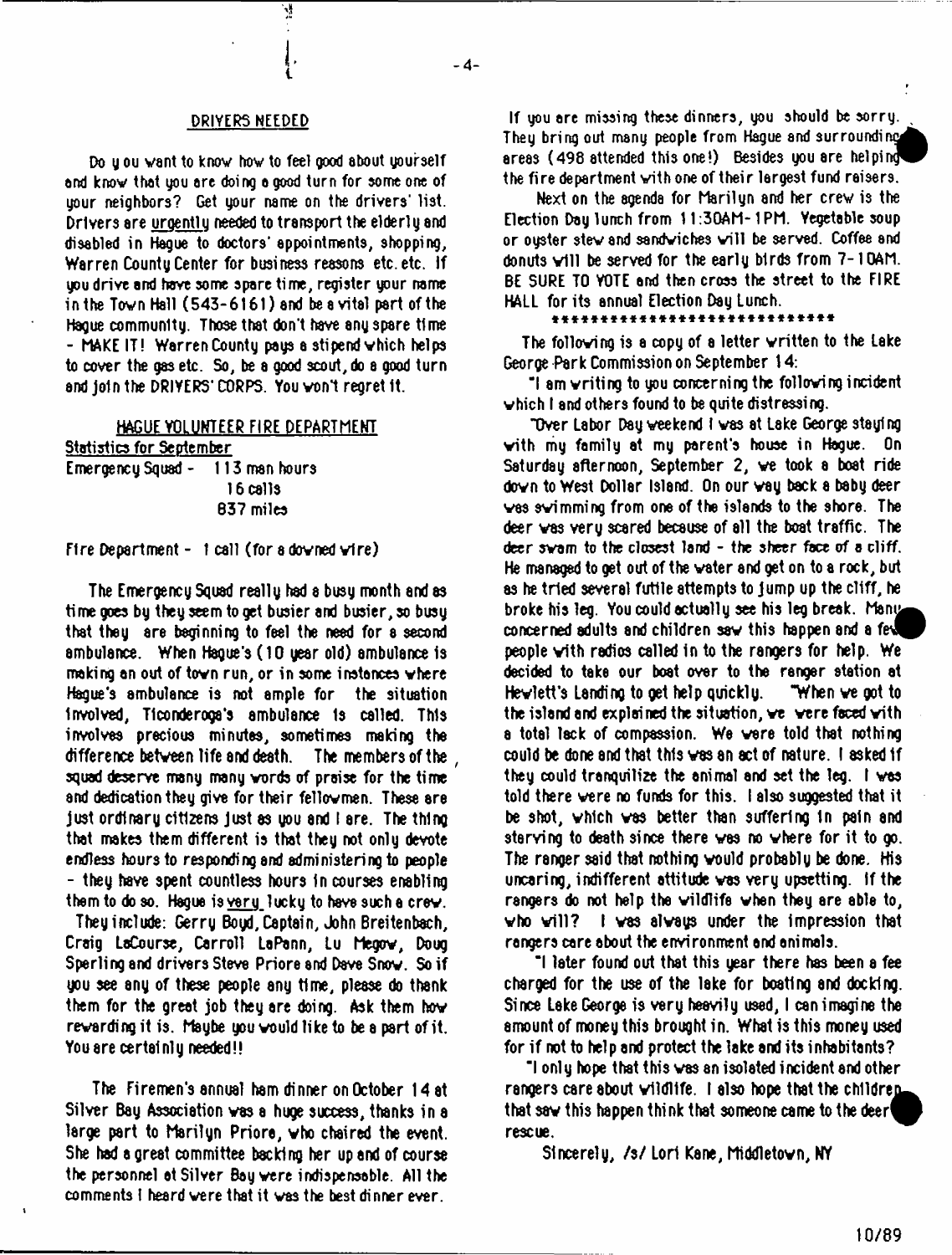## DRIVERS NEEDED

Do y ou want to know how to feel good about yourself and know that you are doing a good turn for some one of your neighbors? Get your name on the drivers' list. Drivers are urgently needed to transport the elderly and disabled in Hague to doctors' appointments, shopping, Warren County Center for business reasons etc. etc. If you drive and have some spare time, register your name in the Town Hall (543-6161) and be a vital part of the Hague community. Those that don't have any spare time - MAKE IT! Warren County pays a stipend which helps to cover the gas etc. So, be a good scout, do a good turn and join the DRIVERS' CORPS. You won't regret it.

## HAGUE VOLUNTEER FIRE DEPARTMENT

Statistics for September

Emergency Squad - 113 man hours
16 calls
837 miles

Fire Department - 1 call (for a downed wire)

The Emergency Squad really had a busy month and as time goes by they seem to get busier and busier, so busy that they are beginning to feel the need for a second ambulance. When Hague's (10 year old) ambulance is making an out of town run, or in some instances where Hague's ambulance is not ample for the situation involved, Ticonderoga's ambulance is called. This involves precious minutes, sometimes making the difference between life and death. The members of the squad deserve many many words of praise for the time and dedication they give for their fellowmen. These are just ordinary citizens just as you and I are. The thing that makes them different is that they not only devote endless hours to responding and administering to people - they have spent countless hours in courses enabling them to do so. Hague is very lucky to have such a crew. They include: Gerry Boyd, Captain, John Breitenbach, Craig LaCourse, Carroll LaPann, Lu Megow, Doug Sperling and drivers Steve Priore and Dave Snow. So if you see any of these people any time, please do thank them for the great job they are doing. Ask them how rewarding it is. Maybe you would like to be a part of it. You are certainly needed!!

The Firemen's annual ham dinner on October 14 at Silver Bay Association was a huge success, thanks in a large part to Marilyn Priore, who chaired the event. She had a great committee backing her up and of course the personnel at Silver Bay were indispensable. All the comments I heard were that it was the best dinner ever.

If you are missing these dinners, you should be sorry. They bring out many people from Hague and surrounding areas (498 attended this one!) Besides you are helping the fire department with one of their largest fund raisers.

Next on the agenda for Marilyn and her crew is the Election Day lunch from 11:30AM-1PM. Vegetable soup or oyster stew and sandwiches will be served. Coffee and donuts will be served for the early birds from 7-10AM. BE SURE TO VOTE and then cross the street to the FIRE HALL for its annual Election Day Lunch.

*****************************

The following is a copy of a letter written to the Lake George Park Commission on September 14:

"I am writing to you concerning the following incident which I and others found to be quite distressing.

"Over Labor Day weekend I was at Lake George staying with my family at my parent's house in Hague. On Saturday afternoon, September 2, we took a boat ride down to West Dollar Island. On our way back a baby deer was swimming from one of the islands to the shore. The deer was very scared because of all the boat traffic. The deer swam to the closest land - the sheer face of a cliff. He managed to get out of the water and get on to a rock, but as he tried several futile attempts to jump up the cliff, he broke his leg. You could actually see his leg break. Many concerned adults and children saw this happen and a few people with radios called in to the rangers for help. We decided to take our boat over to the ranger station at Hewlett's Landing to get help quickly. "When we got to the island and explained the situation, we were faced with a total lack of compassion. We were told that nothing could be done and that this was an act of nature. I asked if they could tranquilize the animal and set the leg. I was told there were no funds for this. I also suggested that it be shot, which was better than suffering in pain and starving to death since there was no where for it to go. The ranger said that nothing would probably be done. His uncaring, indifferent attitude was very upsetting. If the rangers do not help the wildlife when they are able to, who will? I was always under the impression that rangers care about the environment and animals.

"I later found out that this year there has been a fee charged for the use of the lake for boating and docking. Since Lake George is very heavily used, I can imagine the amount of money this brought in. What is this money used for if not to help and protect the lake and its inhabitants?

"I only hope that this was an isolated incident and other rangers care about wildlife. I also hope that the children that saw this happen think that someone came to the deer rescue.

Sincerely, /s/ Lori Kane, Middletown, NY

10/89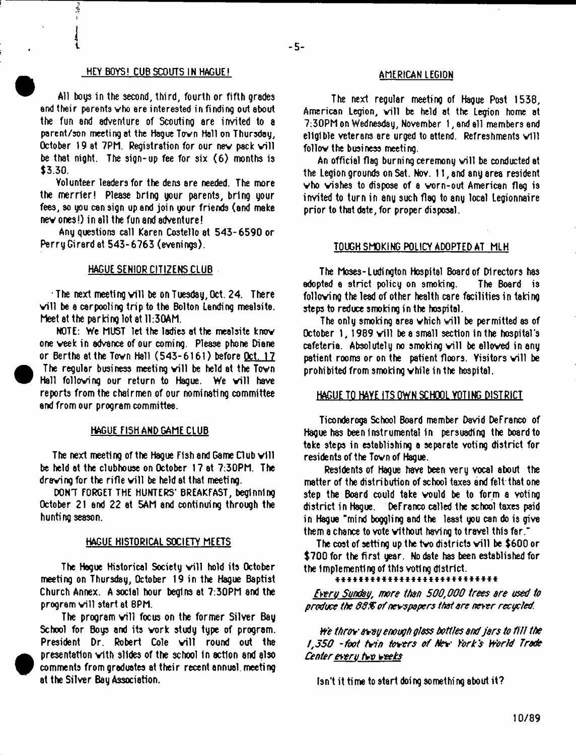## HEY BOYS! CUB SCOUTS IN HAGUE!

All boys in the second, third, fourth or fifth grades and their parents who are interested in finding out about the fun and adventure of Scouting are invited to a parent/son meeting at the Hague Town Hall on Thursday, October 19 at 7PM. Registration for our new pack will be that night. The sign-up fee for six (6) months is $3.30.

Volunteer leaders for the dens are needed. The more the merrier! Please bring your parents, bring your fees, so you can sign up and join your friends (and make new ones!) in all the fun and adventure!

Any questions call Karen Costello at 543-6590 or Perry Girard at 543-6763 (evenings).

## HAGUE SENIOR CITIZENS CLUB

The next meeting will be on Tuesday, Oct. 24. There will be a carpooling trip to the Bolton Landing mealsite. Meet at the parking lot at 11:30AM.

NOTE: We MUST let the ladies at the mealsite know one week in advance of our coming. Please phone Diane or Bertha at the Town Hall (543-6161) before Oct. 17

The regular business meeting will be held at the Town Hall following our return to Hague. We will have reports from the chairmen of our nominating committee and from our program committee.

## HAGUE FISH AND GAME CLUB

The next meeting of the Hague Fish and Game Club will be held at the clubhouse on October 17 at 7:30PM. The drawing for the rifle will be held at that meeting.

DON'T FORGET THE HUNTERS' BREAKFAST, beginning October 21 and 22 at 5AM and continuing through the hunting season.

## HAGUE HISTORICAL SOCIETY MEETS

The Hague Historical Society will hold its October meeting on Thursday, October 19 in the Hague Baptist Church Annex. A social hour begins at 7:30PM and the program will start at 8PM.

The program will focus on the former Silver Bay School for Boys and its work study type of program. President Dr. Robert Cole will round out the presentation with slides of the school in action and also comments from graduates at their recent annual meeting at the Silver Bay Association.

## AMERICAN LEGION

The next regular meeting of Hague Post 1538, American Legion, will be held at the Legion home at 7:30PM on Wednesday, November 1, and all members and eligible veterans are urged to attend. Refreshments will follow the business meeting.

An official flag burning ceremony will be conducted at the Legion grounds on Sat. Nov. 11, and any area resident who wishes to dispose of a worn-out American flag is invited to turn in any such flag to any local Legionnaire prior to that date, for proper disposal.

## TOUGH SMOKING POLICY ADOPTED AT MLH

The Moses-Ludington Hospital Board of Directors has adopted a strict policy on smoking. The Board is following the lead of other health care facilities in taking steps to reduce smoking in the hospital.

The only smoking area which will be permitted as of October 1, 1989 will be a small section in the hospital's cafeteria. Absolutely no smoking will be allowed in any patient rooms or on the patient floors. Visitors will be prohibited from smoking while in the hospital.

## HAGUE TO HAVE ITS OWN SCHOOL VOTING DISTRICT

Ticonderoga School Board member David DeFranco of Hague has been instrumental in persuading the board to take steps in establishing a separate voting district for residents of the Town of Hague.

Residents of Hague have been very vocal about the matter of the distribution of school taxes and felt that one step the Board could take would be to form a voting district in Hague. DeFranco called the school taxes paid in Hague "mind boggling and the least you can do is give them a chance to vote without having to travel this far."

The cost of setting up the two districts will be $600 or $700 for the first year. No date has been established for the implementing of this voting district.

****************************

*Every Sunday, more than 500,000 trees are used to produce the 88% of newspapers that are never recycled.*

*We throw away enough glass bottles and jars to fill the 1,350 -foot twin towers of New York's World Trade Center every two weeks*

Isn't it time to start doing something about it?

10/89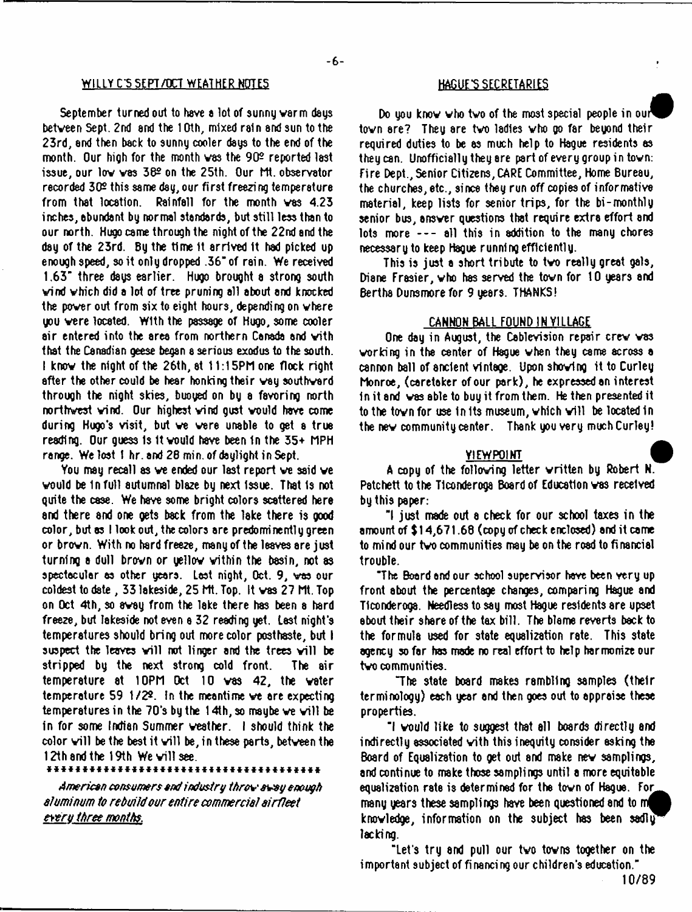## WILLY C'S SEPT/OCT WEATHER NOTES

September turned out to have a lot of sunny warm days between Sept. 2nd and the 10th, mixed rain and sun to the 23rd, and then back to sunny cooler days to the end of the month. Our high for the month was the 90º reported last issue, our low was 38º on the 25th. Our Mt. observator recorded 30º this same day, our first freezing temperature from that location. Rainfall for the month was 4.23 inches, abundant by normal standards, but still less than to our north. Hugo came through the night of the 22nd and the day of the 23rd. By the time it arrived it had picked up enough speed, so it only dropped .36" of rain. We received 1.63" three days earlier. Hugo brought a strong south wind which did a lot of tree pruning all about and knocked the power out from six to eight hours, depending on where you were located. With the passage of Hugo, some cooler air entered into the area from northern Canada and with that the Canadian geese began a serious exodus to the south. I know the night of the 26th, at 11:15PM one flock right after the other could be hear honking their way southward through the night skies, buoyed on by a favoring north northwest wind. Our highest wind gust would have come during Hugo's visit, but we were unable to get a true reading. Our guess is it would have been in the 35+ MPH range. We lost 1 hr. and 28 min. of daylight in Sept.

You may recall as we ended our last report we said we would be in full autumnal blaze by next issue. That is not quite the case. We have some bright colors scattered here and there and one gets back from the lake there is good color, but as I look out, the colors are predominently green or brown. With no hard freeze, many of the leaves are just turning a dull brown or yellow within the basin, not as spectacular as other years. Last night, Oct. 9, was our coldest to date, 33 lakeside, 25 Mt. Top. It was 27 Mt. Top on Oct 4th, so away from the lake there has been a hard freeze, but lakeside not even a 32 reading yet. Last night's temperatures should bring out more color posthaste, but I suspect the leaves will not linger and the trees will be stripped by the next strong cold front. The air temperature at 10PM Oct 10 was 42, the water temperature 59 1/2º. In the meantime we are expecting temperatures in the 70's by the 14th, so maybe we will be in for some Indian Summer weather. I should think the color will be the best it will be, in these parts, between the 12th and the 19th We will see.

\*\*\*\*\*\*\*\*\*\*\*\*\*\*\*\*\*\*\*\*\*\*\*\*\*\*\*\*\*\*\*\*\*\*\*\*\*\*\*\*

*American consumers and industry throw away enough aluminum to rebuild our entire commercial airfleet* ***every three months.***

## HAGUE'S SECRETARIES

Do you know who two of the most special people in our town are? They are two ladies who go far beyond their required duties to be as much help to Hague residents as they can. Unofficially they are part of every group in town: Fire Dept., Senior Citizens, CARE Committee, Home Bureau, the churches, etc., since they run off copies of informative material, keep lists for senior trips, for the bi-monthly senior bus, answer questions that require extra effort and lots more --- all this in addition to the many chores necessary to keep Hague running efficiently.

This is just a short tribute to two really great gals, Diane Frasier, who has served the town for 10 years and Bertha Dunsmore for 9 years. THANKS!

## CANNON BALL FOUND IN VILLAGE

One day in August, the Cablevision repair crew was working in the center of Hague when they came across a cannon ball of ancient vintage. Upon showing it to Curley Monroe, (caretaker of our park), he expressed an interest in it and was able to buy it from them. He then presented it to the town for use in its museum, which will be located in the new community center. Thank you very much Curley!

## VIEWPOINT

A copy of the following letter written by Robert N. Patchett to the Ticonderoga Board of Education was received by this paper:

"I just made out a check for our school taxes in the amount of $14,671.68 (copy of check enclosed) and it came to mind our two communities may be on the road to financial trouble.

"The Board and our school supervisor have been very up front about the percentage changes, comparing Hague and Ticonderoga. Needless to say most Hague residents are upset about their share of the tax bill. The blame reverts back to the formula used for state equalization rate. This state agency so far has made no real effort to help harmonize our two communities.

"The state board makes rambling samples (their terminology) each year and then goes out to appraise these properties.

"I would like to suggest that all boards directly and indirectly associated with this inequity consider asking the Board of Equalization to get out and make new samplings, and continue to make those samplings until a more equitable equalization rate is determined for the town of Hague. For many years these samplings have been questioned and to my knowledge, information on the subject has been sadly lacking.

"Let's try and pull our two towns together on the important subject of financing our children's education."

10/89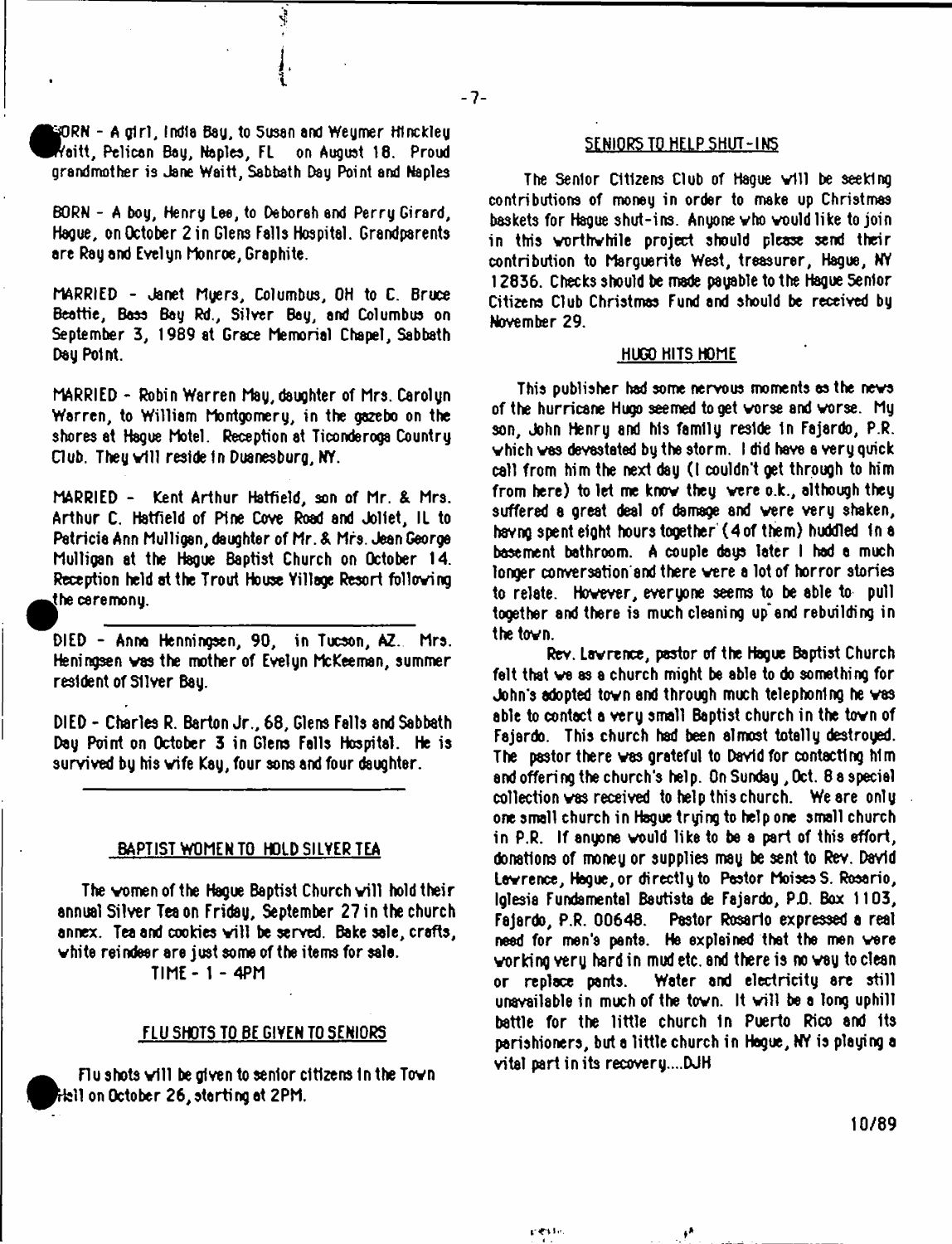BORN - A girl, India Bay, to Susan and Weymer Hinckley Waitt, Pelican Bay, Naples, FL on August 18. Proud grandmother is Jane Waitt, Sabbath Day Point and Naples

BORN - A boy, Henry Lee, to Deborah and Perry Girard, Hague, on October 2 in Glens Falls Hospital. Grandparents are Ray and Evelyn Monroe, Graphite.

MARRIED - Janet Myers, Columbus, OH to C. Bruce Beattie, Bass Bay Rd., Silver Bay, and Columbus on September 3, 1989 at Grace Memorial Chapel, Sabbath Day Point.

MARRIED - Robin Warren May, daughter of Mrs. Carolyn Warren, to William Montgomery, in the gazebo on the shores at Hague Motel. Reception at Ticonderoga Country Club. They will reside in Duanesburg, NY.

MARRIED - Kent Arthur Hatfield, son of Mr. & Mrs. Arthur C. Hatfield of Pine Cove Road and Joliet, IL to Patricia Ann Mulligan, daughter of Mr. & Mrs. Jean George Mulligan at the Hague Baptist Church on October 14. Reception held at the Trout House Village Resort following the ceremony.

---

DIED - Anna Henningsen, 90, in Tucson, AZ. Mrs. Heningsen was the mother of Evelyn McKeeman, summer resident of Silver Bay.

DIED - Charles R. Barton Jr., 68, Glens Falls and Sabbath Day Point on October 3 in Glens Falls Hospital. He is survived by his wife Kay, four sons and four daughter.

---

## BAPTIST WOMEN TO HOLD SILVER TEA

The women of the Hague Baptist Church will hold their annual Silver Tea on Friday, September 27 in the church annex. Tea and cookies will be served. Bake sale, crafts, white reindeer are just some of the items for sale.

TIME - 1 - 4PM

## FLU SHOTS TO BE GIVEN TO SENIORS

Flu shots will be given to senior citizens in the Town Hall on October 26, starting at 2PM.

## SENIORS TO HELP SHUT-INS

The Senior Citizens Club of Hague will be seeking contributions of money in order to make up Christmas baskets for Hague shut-ins. Anyone who would like to join in this worthwhile project should please send their contribution to Marguerite West, treasurer, Hague, NY 12836. Checks should be made payable to the Hague Senior Citizens Club Christmas Fund and should be received by November 29.

## HUGO HITS HOME

This publisher had some nervous moments as the news of the hurricane Hugo seemed to get worse and worse. My son, John Henry and his family reside in Fajardo, P.R. which was devastated by the storm. I did have a very quick call from him the next day (I couldn't get through to him from here) to let me know they were o.k., although they suffered a great deal of damage and were very shaken, havng spent eight hours together (4 of them) huddled in a basement bathroom. A couple days later I had a much longer conversation and there were a lot of horror stories to relate. However, everyone seems to be able to pull together and there is much cleaning up and rebuilding in the town.

Rev. Lawrence, pastor of the Hague Baptist Church felt that we as a church might be able to do something for John's adopted town and through much telephoning he was able to contact a very small Baptist church in the town of Fajardo. This church had been almost totally destroyed. The pastor there was grateful to David for contacting him and offering the church's help. On Sunday, Oct. 8 a special collection was received to help this church. We are only one small church in Hague trying to help one small church in P.R. If anyone would like to be a part of this effort, donations of money or supplies may be sent to Rev. David Lawrence, Hague, or directly to Pastor Moises S. Rosario, Iglesia Fundamental Bautista de Fajardo, P.O. Box 1103, Fajardo, P.R. 00648. Pastor Rosario expressed a real need for men's pants. He explained that the men were working very hard in mud etc. and there is no way to clean or replace pants. Water and electricity are still unavailable in much of the town. It will be a long uphill battle for the little church in Puerto Rico and its parishioners, but a little church in Hague, NY is playing a vital part in its recovery....DJH

10/89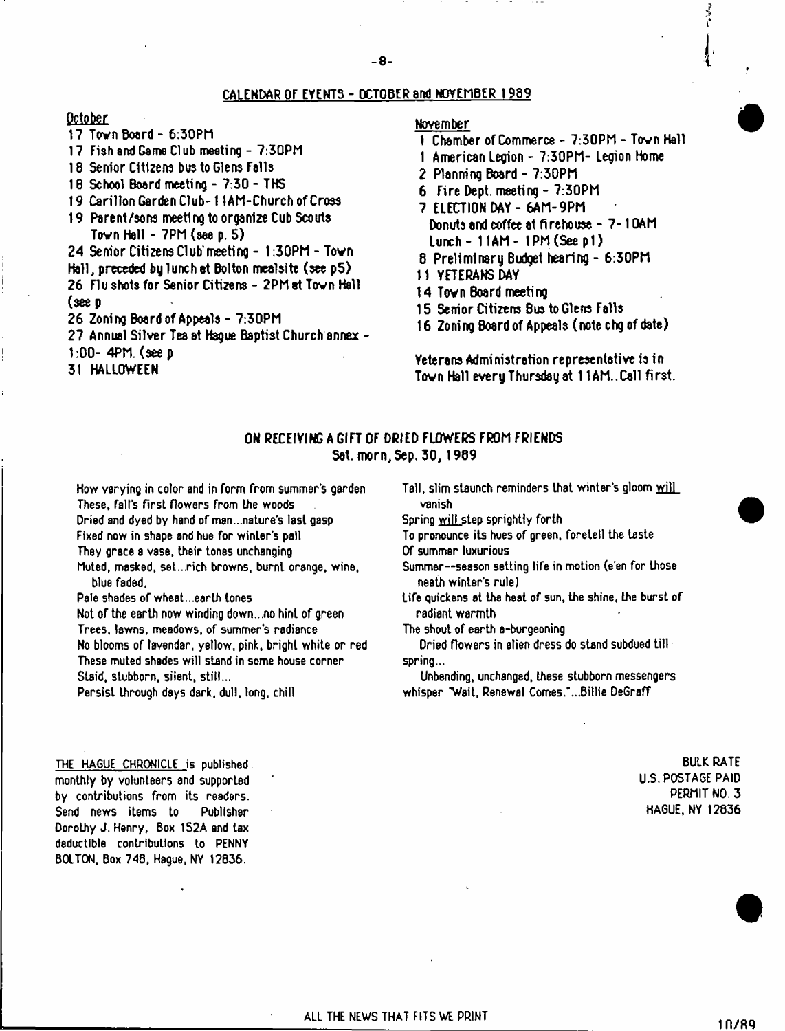## CALENDAR OF EVENTS - OCTOBER and NOVEMBER 1989

**October**

17 Town Board - 6:30PM
17 Fish and Game Club meeting - 7:30PM
18 Senior Citizens bus to Glens Falls
18 School Board meeting - 7:30 - THS
19 Carillon Garden Club - 11AM - Church of Cross
19 Parent/sons meeting to organize Cub Scouts Town Hall - 7PM (see p. 5)
24 Senior Citizens Club meeting - 1:30PM - Town Hall, preceded by lunch at Bolton mealsite (see p5)
26 Flu shots for Senior Citizens - 2PM at Town Hall (see p
26 Zoning Board of Appeals - 7:30PM
27 Annual Silver Tea at Hague Baptist Church annex - 1:00- 4PM. (see p
31 HALLOWEEN

**November**

1 Chamber of Commerce - 7:30PM - Town Hall
1 American Legion - 7:30PM- Legion Home
2 Planning Board - 7:30PM
6 Fire Dept. meeting - 7:30PM
7 ELECTION DAY - 6AM-9PM
Donuts and coffee at firehouse - 7-10AM
Lunch - 11AM - 1PM (See p1)
8 Preliminary Budget hearing - 6:30PM
11 VETERANS DAY
14 Town Board meeting
15 Senior Citizens Bus to Glens Falls
16 Zoning Board of Appeals (note chg of date)

Veterans Administration representative is in Town Hall every Thursday at 11AM.. Call first.

## ON RECEIVING A GIFT OF DRIED FLOWERS FROM FRIENDS
Sat. morn, Sep. 30, 1989

How varying in color and in form from summer's garden
These, fall's first flowers from the woods
Dried and dyed by hand of man...nature's last gasp
Fixed now in shape and hue for winter's pall
They grace a vase, their tones unchanging
Muted, masked, set...rich browns, burnt orange, wine, blue faded,
Pale shades of wheat...earth tones
Not of the earth now winding down...no hint of green
Trees, lawns, meadows, of summer's radiance
No blooms of lavendar, yellow, pink, bright white or red
These muted shades will stand in some house corner
Staid, stubborn, silent, still...
Persist through days dark, dull, long, chill
Tall, slim staunch reminders that winter's gloom will vanish
Spring will step sprightly forth
To pronounce its hues of green, foretell the taste
Of summer luxurious
Summer--season setting life in motion (e'en for those neath winter's rule)
Life quickens at the heat of sun, the shine, the burst of radiant warmth
The shout of earth a-burgeoning
Dried flowers in alien dress do stand subdued till spring...
Unbending, unchanged, these stubborn messengers whisper "Wait, Renewal Comes."...Billie DeGraff

THE HAGUE CHRONICLE is published monthly by volunteers and supported by contributions from its readers. Send news items to Publisher Dorothy J. Henry, Box 152A and tax deductible contributions to PENNY BOLTON, Box 748, Hague, NY 12836.

BULK RATE
U.S. POSTAGE PAID
PERMIT NO. 3
HAGUE, NY 12836

ALL THE NEWS THAT FITS WE PRINT